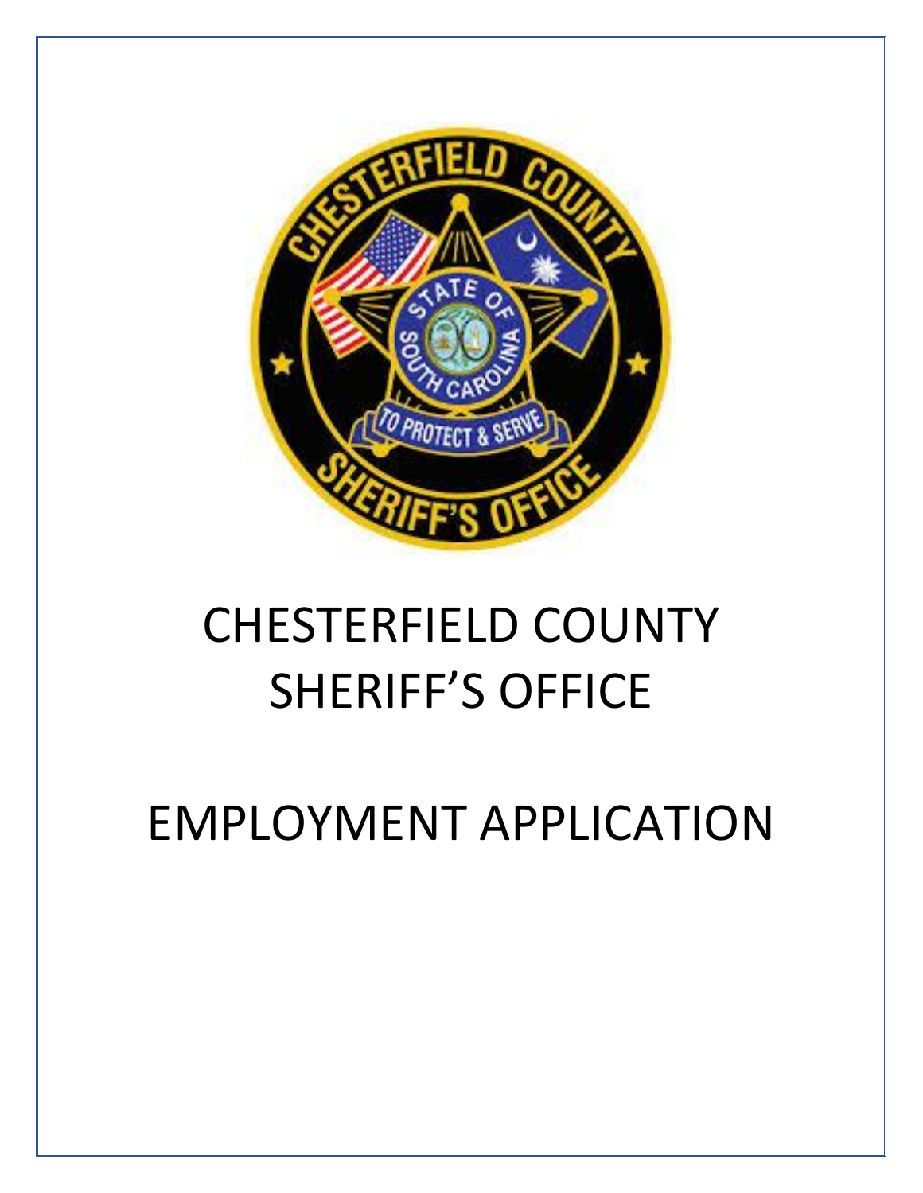# CHESTERFIELD COUNTY SHERIFF'S OFFICE

# EMPLOYMENT APPLICATION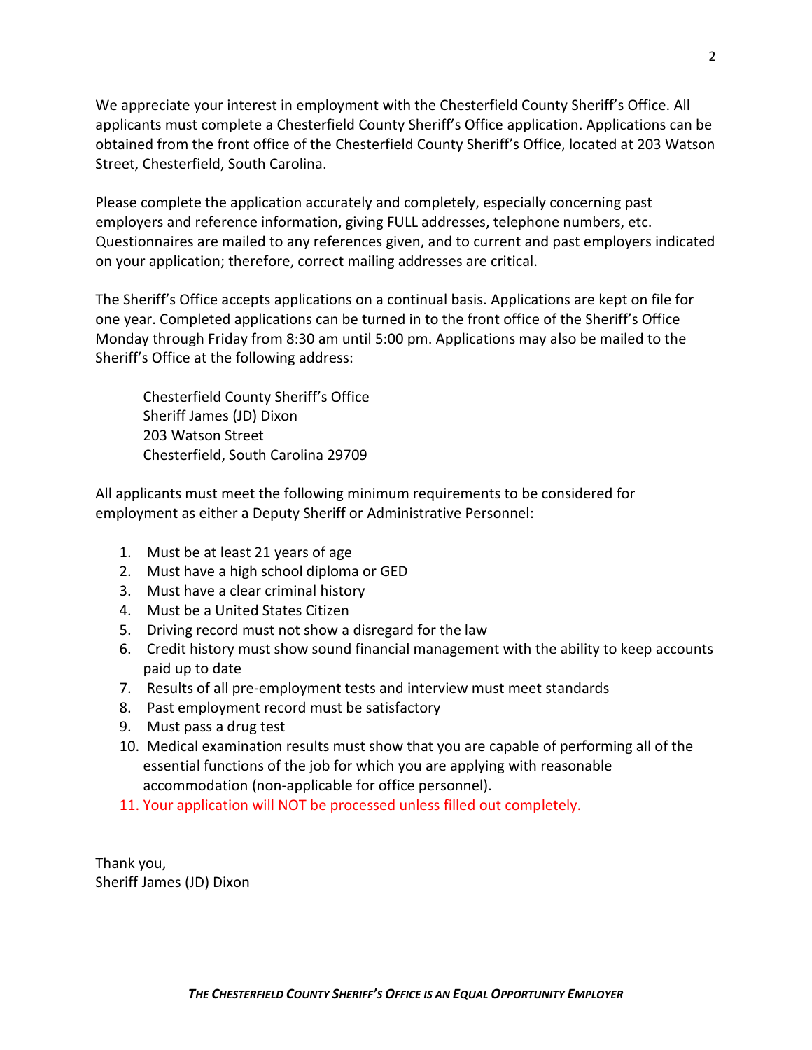We appreciate your interest in employment with the Chesterfield County Sheriff's Office. All applicants must complete a Chesterfield County Sheriff's Office application. Applications can be obtained from the front office of the Chesterfield County Sheriff's Office, located at 203 Watson Street, Chesterfield, South Carolina.

Please complete the application accurately and completely, especially concerning past employers and reference information, giving FULL addresses, telephone numbers, etc. Questionnaires are mailed to any references given, and to current and past employers indicated on your application; therefore, correct mailing addresses are critical.

The Sheriff's Office accepts applications on a continual basis. Applications are kept on file for one year. Completed applications can be turned in to the front office of the Sheriff's Office Monday through Friday from 8:30 am until 5:00 pm. Applications may also be mailed to the Sheriff's Office at the following address:

Chesterfield County Sheriff's Office
Sheriff James (JD) Dixon
203 Watson Street
Chesterfield, South Carolina 29709

All applicants must meet the following minimum requirements to be considered for employment as either a Deputy Sheriff or Administrative Personnel:

1. Must be at least 21 years of age
2. Must have a high school diploma or GED
3. Must have a clear criminal history
4. Must be a United States Citizen
5. Driving record must not show a disregard for the law
6. Credit history must show sound financial management with the ability to keep accounts paid up to date
7. Results of all pre-employment tests and interview must meet standards
8. Past employment record must be satisfactory
9. Must pass a drug test
10. Medical examination results must show that you are capable of performing all of the essential functions of the job for which you are applying with reasonable accommodation (non-applicable for office personnel).
11. Your application will NOT be processed unless filled out completely.

Thank you,
Sheriff James (JD) Dixon

***The Chesterfield County Sheriff's Office is an Equal Opportunity Employer***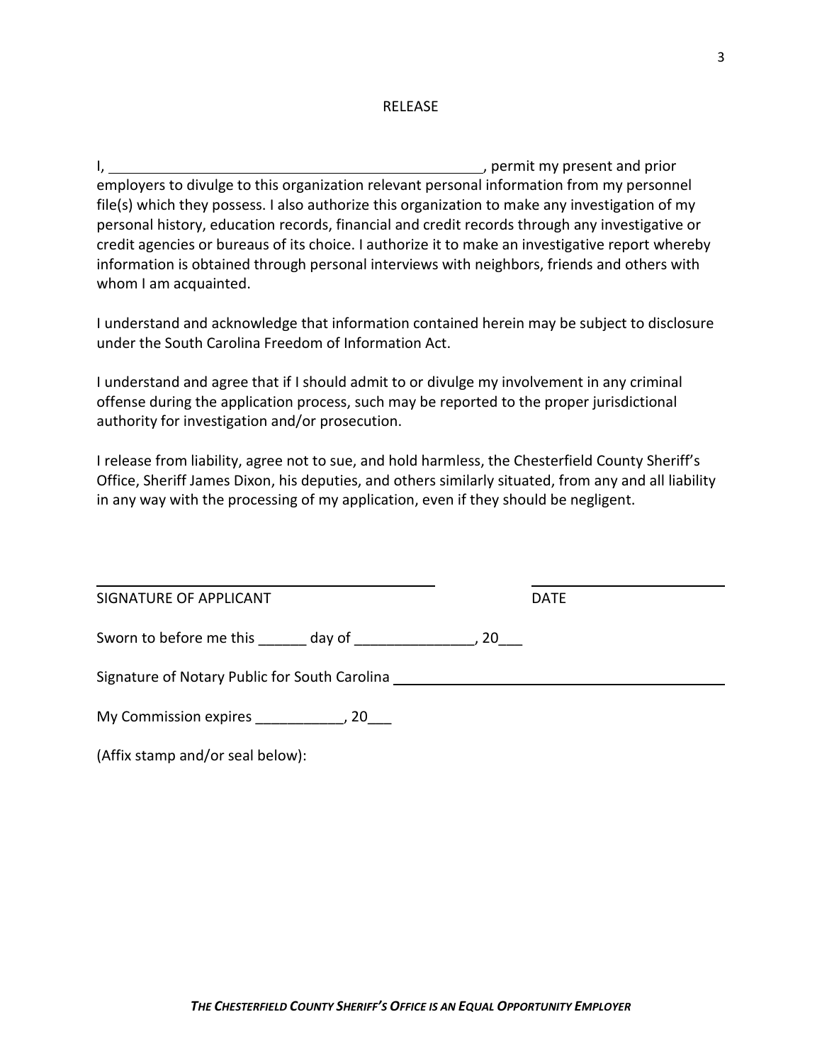# RELEASE

I, ________________________________________________, permit my present and prior employers to divulge to this organization relevant personal information from my personnel file(s) which they possess. I also authorize this organization to make any investigation of my personal history, education records, financial and credit records through any investigative or credit agencies or bureaus of its choice. I authorize it to make an investigative report whereby information is obtained through personal interviews with neighbors, friends and others with whom I am acquainted.

I understand and acknowledge that information contained herein may be subject to disclosure under the South Carolina Freedom of Information Act.

I understand and agree that if I should admit to or divulge my involvement in any criminal offense during the application process, such may be reported to the proper jurisdictional authority for investigation and/or prosecution.

I release from liability, agree not to sue, and hold harmless, the Chesterfield County Sheriff's Office, Sheriff James Dixon, his deputies, and others similarly situated, from any and all liability in any way with the processing of my application, even if they should be negligent.

_____________________________________________ &nbsp;&nbsp;&nbsp;&nbsp;&nbsp;&nbsp;&nbsp;&nbsp; ___________________________

SIGNATURE OF APPLICANT &nbsp;&nbsp;&nbsp;&nbsp;&nbsp;&nbsp;&nbsp;&nbsp;&nbsp;&nbsp;&nbsp;&nbsp;&nbsp;&nbsp;&nbsp;&nbsp;&nbsp;&nbsp;&nbsp;&nbsp;&nbsp;&nbsp;&nbsp;&nbsp;&nbsp;&nbsp;&nbsp;&nbsp;&nbsp;&nbsp; DATE

Sworn to before me this ______ day of _______________, 20___

Signature of Notary Public for South Carolina ________________________________________

My Commission expires ___________, 20___

(Affix stamp and/or seal below):

***THE CHESTERFIELD COUNTY SHERIFF'S OFFICE IS AN EQUAL OPPORTUNITY EMPLOYER***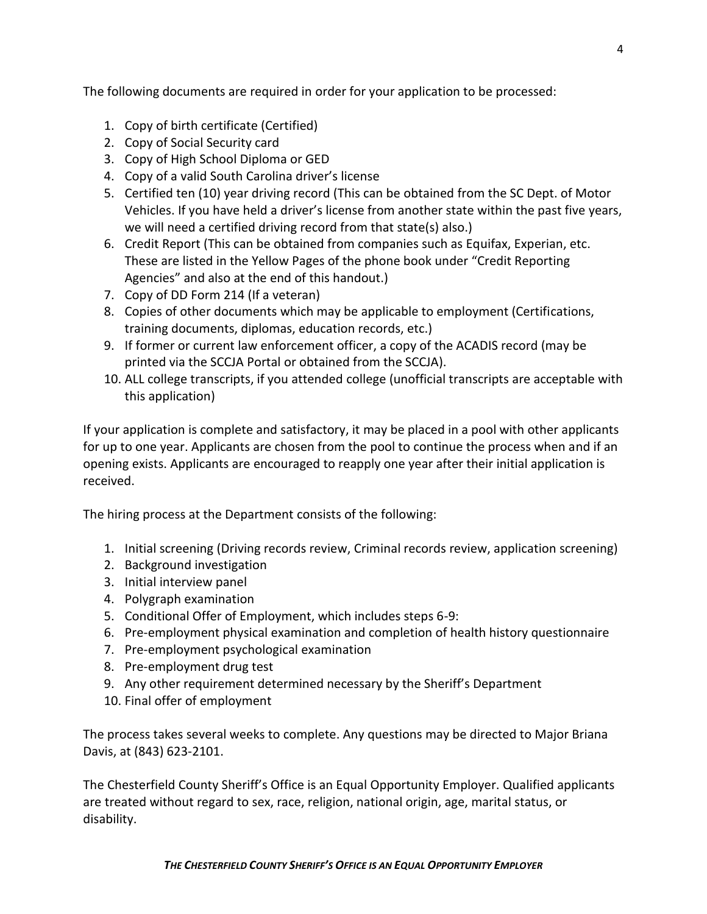The following documents are required in order for your application to be processed:

1. Copy of birth certificate (Certified)
2. Copy of Social Security card
3. Copy of High School Diploma or GED
4. Copy of a valid South Carolina driver's license
5. Certified ten (10) year driving record (This can be obtained from the SC Dept. of Motor Vehicles. If you have held a driver's license from another state within the past five years, we will need a certified driving record from that state(s) also.)
6. Credit Report (This can be obtained from companies such as Equifax, Experian, etc. These are listed in the Yellow Pages of the phone book under "Credit Reporting Agencies" and also at the end of this handout.)
7. Copy of DD Form 214 (If a veteran)
8. Copies of other documents which may be applicable to employment (Certifications, training documents, diplomas, education records, etc.)
9. If former or current law enforcement officer, a copy of the ACADIS record (may be printed via the SCCJA Portal or obtained from the SCCJA).
10. ALL college transcripts, if you attended college (unofficial transcripts are acceptable with this application)

If your application is complete and satisfactory, it may be placed in a pool with other applicants for up to one year. Applicants are chosen from the pool to continue the process when and if an opening exists. Applicants are encouraged to reapply one year after their initial application is received.

The hiring process at the Department consists of the following:

1. Initial screening (Driving records review, Criminal records review, application screening)
2. Background investigation
3. Initial interview panel
4. Polygraph examination
5. Conditional Offer of Employment, which includes steps 6-9:
6. Pre-employment physical examination and completion of health history questionnaire
7. Pre-employment psychological examination
8. Pre-employment drug test
9. Any other requirement determined necessary by the Sheriff's Department
10. Final offer of employment

The process takes several weeks to complete. Any questions may be directed to Major Briana Davis, at (843) 623-2101.

The Chesterfield County Sheriff's Office is an Equal Opportunity Employer. Qualified applicants are treated without regard to sex, race, religion, national origin, age, marital status, or disability.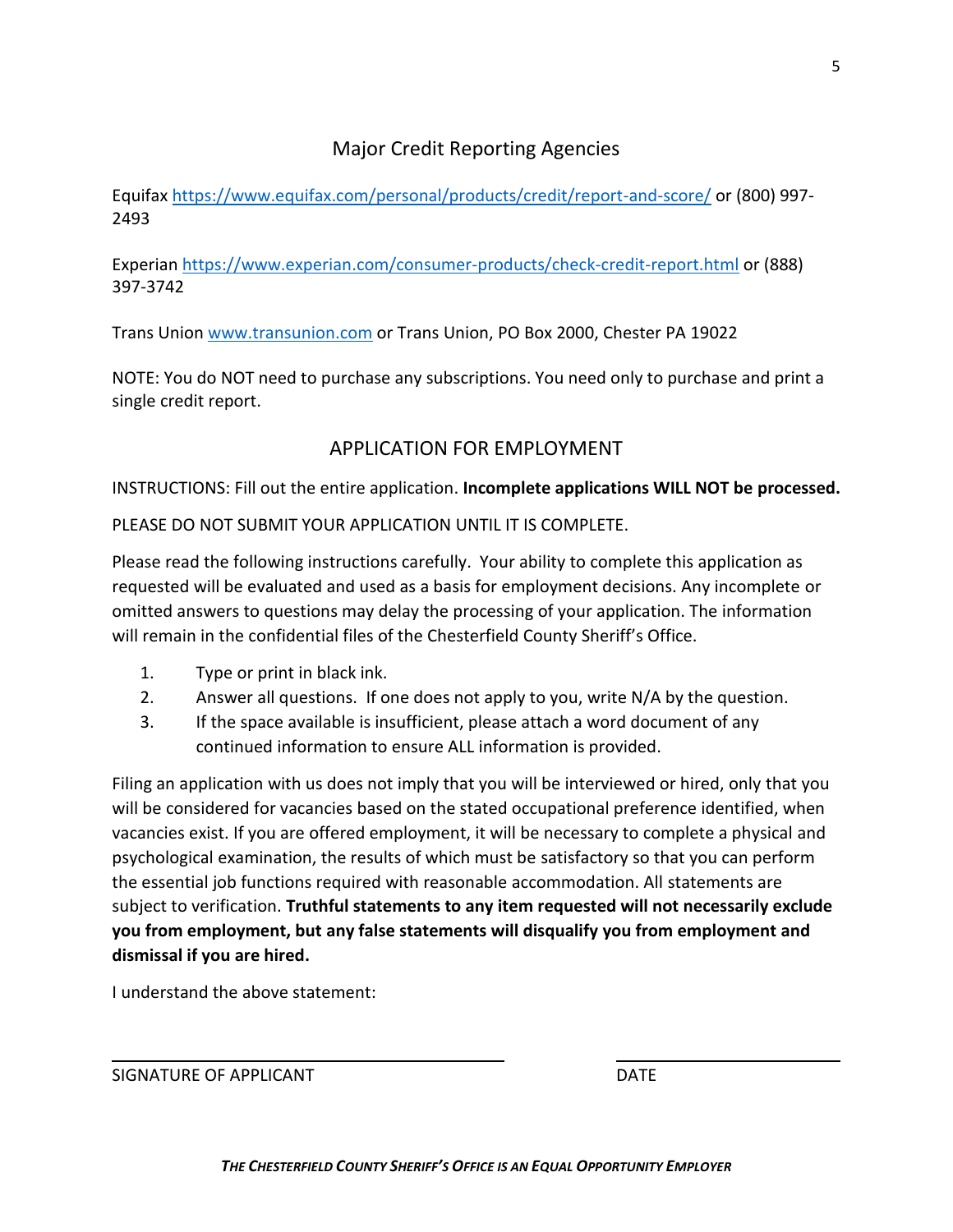## Major Credit Reporting Agencies

Equifax https://www.equifax.com/personal/products/credit/report-and-score/ or (800) 997-2493

Experian https://www.experian.com/consumer-products/check-credit-report.html or (888) 397-3742

Trans Union www.transunion.com or Trans Union, PO Box 2000, Chester PA 19022

NOTE: You do NOT need to purchase any subscriptions. You need only to purchase and print a single credit report.

## APPLICATION FOR EMPLOYMENT

INSTRUCTIONS: Fill out the entire application. **Incomplete applications WILL NOT be processed.**

PLEASE DO NOT SUBMIT YOUR APPLICATION UNTIL IT IS COMPLETE.

Please read the following instructions carefully. Your ability to complete this application as requested will be evaluated and used as a basis for employment decisions. Any incomplete or omitted answers to questions may delay the processing of your application. The information will remain in the confidential files of the Chesterfield County Sheriff's Office.

1. Type or print in black ink.
2. Answer all questions. If one does not apply to you, write N/A by the question.
3. If the space available is insufficient, please attach a word document of any continued information to ensure ALL information is provided.

Filing an application with us does not imply that you will be interviewed or hired, only that you will be considered for vacancies based on the stated occupational preference identified, when vacancies exist. If you are offered employment, it will be necessary to complete a physical and psychological examination, the results of which must be satisfactory so that you can perform the essential job functions required with reasonable accommodation. All statements are subject to verification. **Truthful statements to any item requested will not necessarily exclude you from employment, but any false statements will disqualify you from employment and dismissal if you are hired.**

I understand the above statement:

_______________________________ SIGNATURE OF APPLICANT

_______________________ DATE

***The Chesterfield County Sheriff's Office is an Equal Opportunity Employer***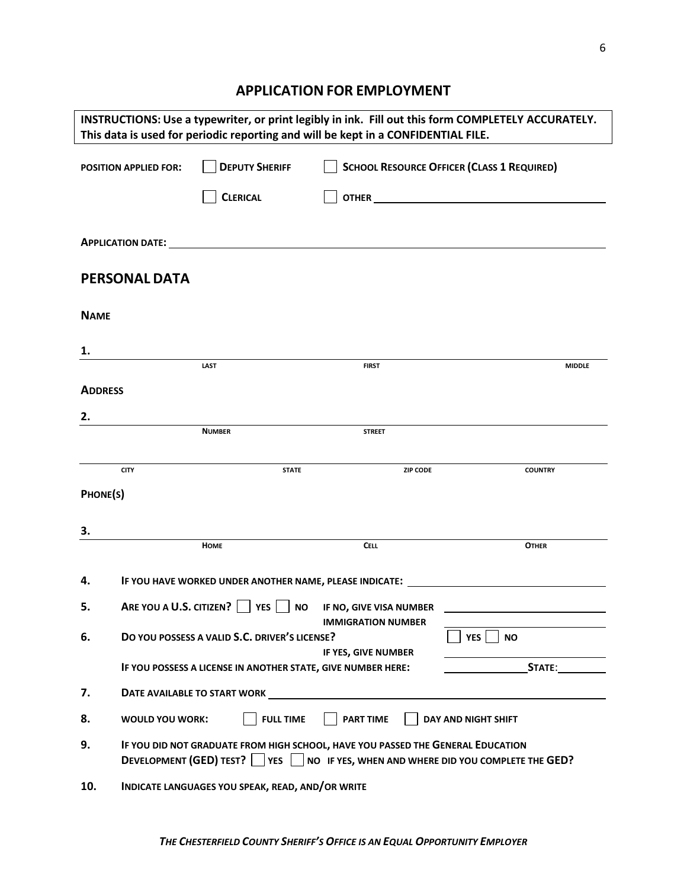# APPLICATION FOR EMPLOYMENT

**INSTRUCTIONS: Use a typewriter, or print legibly in ink. Fill out this form COMPLETELY ACCURATELY. This data is used for periodic reporting and will be kept in a CONFIDENTIAL FILE.**

**POSITION APPLIED FOR:** ☐ **DEPUTY SHERIFF** ☐ **SCHOOL RESOURCE OFFICER (CLASS 1 REQUIRED)**

☐ **CLERICAL** ☐ **OTHER** ______________________________

**APPLICATION DATE:** ______________________________

## PERSONAL DATA

**NAME**

1. ______________________________

LAST FIRST MIDDLE

**ADDRESS**

2. ______________________________

NUMBER STREET

______________________________

CITY STATE ZIP CODE COUNTRY

**PHONE(S)**

3. ______________________________

HOME CELL OTHER

4. **IF YOU HAVE WORKED UNDER ANOTHER NAME, PLEASE INDICATE:** ______________________________

5. **ARE YOU A U.S. CITIZEN?** ☐ **YES** ☐ **NO** **IF NO, GIVE VISA NUMBER** ______________ **IMMIGRATION NUMBER** ______________

6. **DO YOU POSSESS A VALID S.C. DRIVER'S LICENSE?** ☐ **YES** ☐ **NO**
   **IF YES, GIVE NUMBER** ______________
   **IF YOU POSSESS A LICENSE IN ANOTHER STATE, GIVE NUMBER HERE:** ______________ **STATE:** ________

7. **DATE AVAILABLE TO START WORK** ______________________________

8. **WOULD YOU WORK:** ☐ **FULL TIME** ☐ **PART TIME** ☐ **DAY AND NIGHT SHIFT**

9. **IF YOU DID NOT GRADUATE FROM HIGH SCHOOL, HAVE YOU PASSED THE GENERAL EDUCATION DEVELOPMENT (GED) TEST?** ☐ **YES** ☐ **NO** **IF YES, WHEN AND WHERE DID YOU COMPLETE THE GED?**

10. **INDICATE LANGUAGES YOU SPEAK, READ, AND/OR WRITE**

***THE CHESTERFIELD COUNTY SHERIFF'S OFFICE IS AN EQUAL OPPORTUNITY EMPLOYER***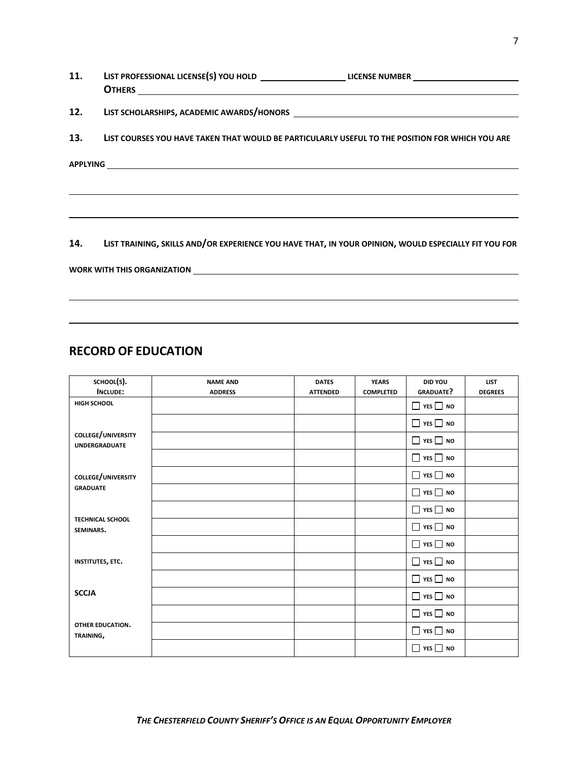11. LIST PROFESSIONAL LICENSE(S) YOU HOLD ________________ LICENSE NUMBER ____________________
OTHERS ____________________________________________________________

12. LIST SCHOLARSHIPS, ACADEMIC AWARDS/HONORS ____________________________________________

13. LIST COURSES YOU HAVE TAKEN THAT WOULD BE PARTICULARLY USEFUL TO THE POSITION FOR WHICH YOU ARE APPLYING ____________________________________________________________

____________________________________________________________

____________________________________________________________

14. LIST TRAINING, SKILLS AND/OR EXPERIENCE YOU HAVE THAT, IN YOUR OPINION, WOULD ESPECIALLY FIT YOU FOR WORK WITH THIS ORGANIZATION ____________________________________________________________

____________________________________________________________

____________________________________________________________

## RECORD OF EDUCATION

| SCHOOL(S). INCLUDE: | NAME AND ADDRESS | DATES ATTENDED | YEARS COMPLETED | DID YOU GRADUATE? | LIST DEGREES |
|---|---|---|---|---|---|
| HIGH SCHOOL | | | | ☐ YES ☐ NO | |
| | | | | ☐ YES ☐ NO | |
| COLLEGE/UNIVERSITY UNDERGRADUATE | | | | ☐ YES ☐ NO | |
| | | | | ☐ YES ☐ NO | |
| COLLEGE/UNIVERSITY GRADUATE | | | | ☐ YES ☐ NO | |
| | | | | ☐ YES ☐ NO | |
| | | | | ☐ YES ☐ NO | |
| TECHNICAL SCHOOL SEMINARS. | | | | ☐ YES ☐ NO | |
| | | | | ☐ YES ☐ NO | |
| INSTITUTES, ETC. | | | | ☐ YES ☐ NO | |
| | | | | ☐ YES ☐ NO | |
| SCCJA | | | | ☐ YES ☐ NO | |
| | | | | ☐ YES ☐ NO | |
| OTHER EDUCATION. TRAINING, | | | | ☐ YES ☐ NO | |
| | | | | ☐ YES ☐ NO | |

*THE CHESTERFIELD COUNTY SHERIFF'S OFFICE IS AN EQUAL OPPORTUNITY EMPLOYER*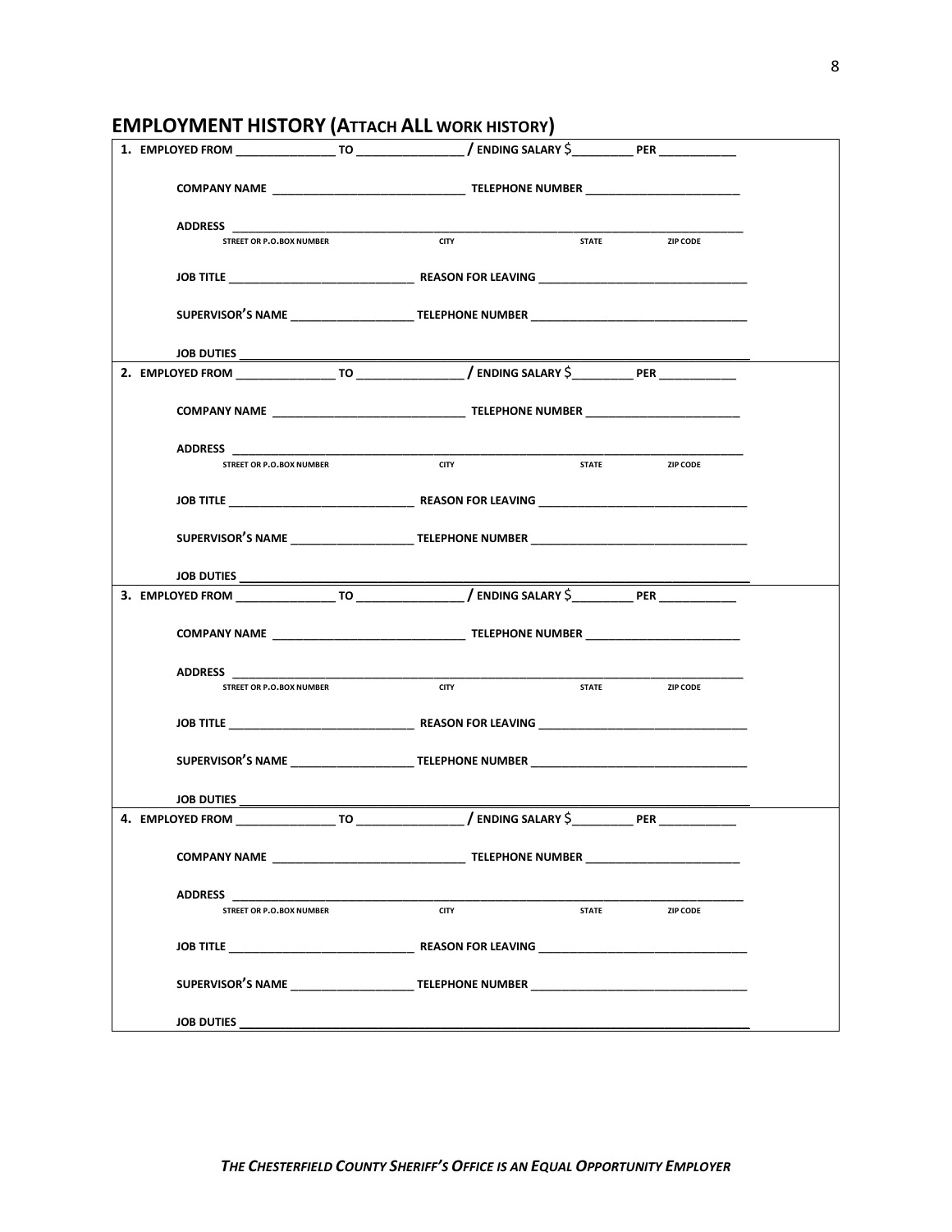## EMPLOYMENT HISTORY (ATTACH ALL WORK HISTORY)

**1. EMPLOYED FROM** _______________ **TO** ________________ **/ ENDING SALARY** $_________ **PER** ___________

**COMPANY NAME** _____________________________ **TELEPHONE NUMBER** ________________________

**ADDRESS** ________________________________________________________________________________
STREET OR P.O.BOX NUMBER | CITY | STATE | ZIP CODE

**JOB TITLE** _____________________________ **REASON FOR LEAVING** _______________________________

**SUPERVISOR'S NAME** __________________ **TELEPHONE NUMBER** ________________________________

**JOB DUTIES** ______________________________________________________________________________

**2. EMPLOYED FROM** _______________ **TO** ________________ **/ ENDING SALARY** $_________ **PER** ___________

**COMPANY NAME** _____________________________ **TELEPHONE NUMBER** ________________________

**ADDRESS** ________________________________________________________________________________
STREET OR P.O.BOX NUMBER | CITY | STATE | ZIP CODE

**JOB TITLE** _____________________________ **REASON FOR LEAVING** _______________________________

**SUPERVISOR'S NAME** __________________ **TELEPHONE NUMBER** ________________________________

**JOB DUTIES** ______________________________________________________________________________

**3. EMPLOYED FROM** _______________ **TO** ________________ **/ ENDING SALARY** $_________ **PER** ___________

**COMPANY NAME** _____________________________ **TELEPHONE NUMBER** ________________________

**ADDRESS** ________________________________________________________________________________
STREET OR P.O.BOX NUMBER | CITY | STATE | ZIP CODE

**JOB TITLE** _____________________________ **REASON FOR LEAVING** _______________________________

**SUPERVISOR'S NAME** __________________ **TELEPHONE NUMBER** ________________________________

**JOB DUTIES** ______________________________________________________________________________

**4. EMPLOYED FROM** _______________ **TO** ________________ **/ ENDING SALARY** $_________ **PER** ___________

**COMPANY NAME** _____________________________ **TELEPHONE NUMBER** ________________________

**ADDRESS** ________________________________________________________________________________
STREET OR P.O.BOX NUMBER | CITY | STATE | ZIP CODE

**JOB TITLE** _____________________________ **REASON FOR LEAVING** _______________________________

**SUPERVISOR'S NAME** __________________ **TELEPHONE NUMBER** ________________________________

**JOB DUTIES** ______________________________________________________________________________

***THE CHESTERFIELD COUNTY SHERIFF'S OFFICE IS AN EQUAL OPPORTUNITY EMPLOYER***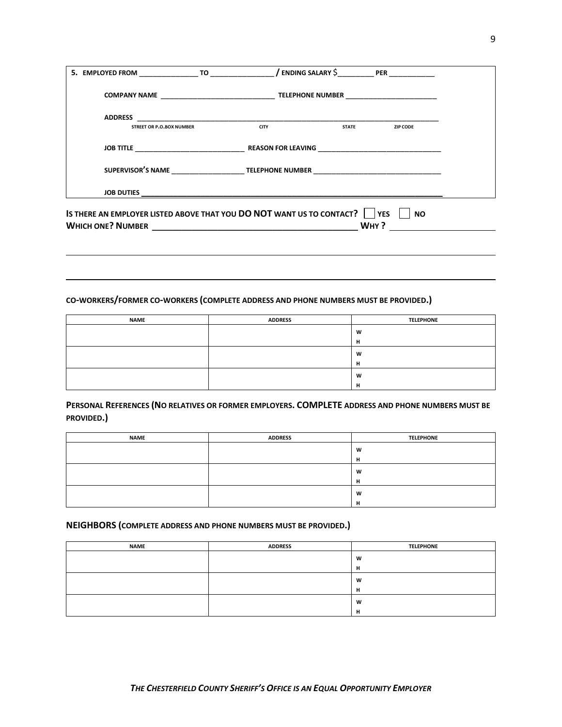**5. EMPLOYED FROM ______________ TO ______________ / ENDING SALARY $_________ PER ___________**

**COMPANY NAME ____________________________ TELEPHONE NUMBER ______________________**

**ADDRESS ______________________________________________________________________________**

STREET OR P.O.BOX NUMBER CITY STATE ZIP CODE

**JOB TITLE ____________________________ REASON FOR LEAVING ______________________________**

**SUPERVISOR'S NAME __________________ TELEPHONE NUMBER ______________________________**

**JOB DUTIES ______________________________________________________________________**

**IS THERE AN EMPLOYER LISTED ABOVE THAT YOU DO NOT WANT US TO CONTACT?** ☐ **YES** ☐ **NO**

**WHICH ONE? NUMBER ____________________________________________ WHY? ______________________**

______________________________________________________________________________________

______________________________________________________________________________________

**CO-WORKERS/FORMER CO-WORKERS (COMPLETE ADDRESS AND PHONE NUMBERS MUST BE PROVIDED.)**

| NAME | ADDRESS | TELEPHONE |
|---|---|---|
| | | W<br>H |
| | | W<br>H |
| | | W<br>H |

**PERSONAL REFERENCES (NO RELATIVES OR FORMER EMPLOYERS. COMPLETE ADDRESS AND PHONE NUMBERS MUST BE PROVIDED.)**

| NAME | ADDRESS | TELEPHONE |
|---|---|---|
| | | W<br>H |
| | | W<br>H |
| | | W<br>H |

**NEIGHBORS (COMPLETE ADDRESS AND PHONE NUMBERS MUST BE PROVIDED.)**

| NAME | ADDRESS | TELEPHONE |
|---|---|---|
| | | W<br>H |
| | | W<br>H |
| | | W<br>H |

***THE CHESTERFIELD COUNTY SHERIFF'S OFFICE IS AN EQUAL OPPORTUNITY EMPLOYER***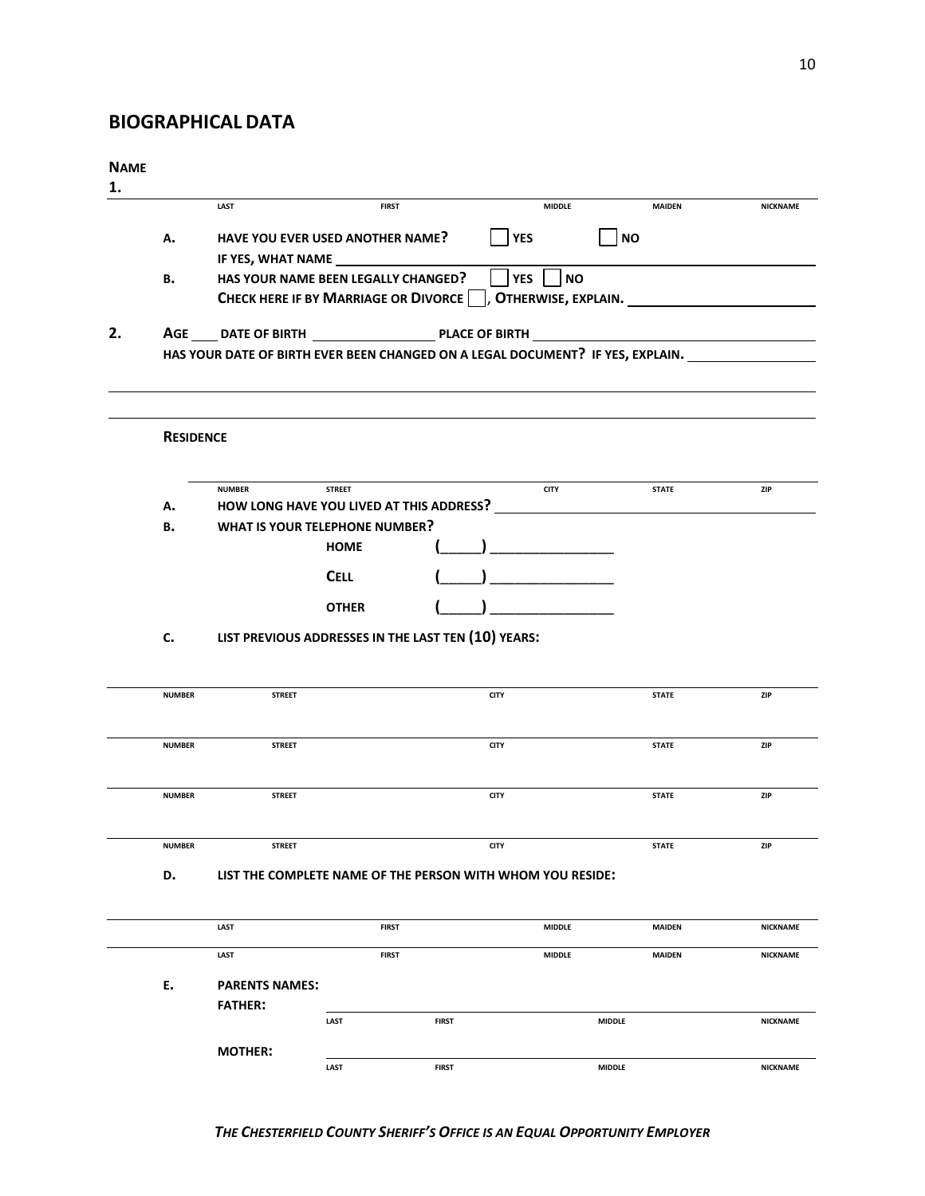## BIOGRAPHICAL DATA

**NAME**

**1.** ______________________________________________________________________

LAST FIRST MIDDLE MAIDEN NICKNAME

**A.** **HAVE YOU EVER USED ANOTHER NAME?** ☐ **YES** ☐ **NO**

**IF YES, WHAT NAME** ____________________________________________

**B.** **HAS YOUR NAME BEEN LEGALLY CHANGED?** ☐ **YES** ☐ **NO**

**CHECK HERE IF BY MARRIAGE OR DIVORCE** ☐, **OTHERWISE, EXPLAIN.** ____________________

**2.** **AGE** ____ **DATE OF BIRTH** ______________ **PLACE OF BIRTH** ______________________________

**HAS YOUR DATE OF BIRTH EVER BEEN CHANGED ON A LEGAL DOCUMENT? IF YES, EXPLAIN.** ______________

______________________________________________________________________

______________________________________________________________________

**RESIDENCE**

______________________________________________________________________

NUMBER STREET CITY STATE ZIP

**A.** **HOW LONG HAVE YOU LIVED AT THIS ADDRESS?** ______________________________

**B.** **WHAT IS YOUR TELEPHONE NUMBER?**

**HOME** (_____) ________________

**CELL** (_____) ________________

**OTHER** (_____) ________________

**C.** **LIST PREVIOUS ADDRESSES IN THE LAST TEN (10) YEARS:**

______________________________________________________________________

NUMBER STREET CITY STATE ZIP

______________________________________________________________________

NUMBER STREET CITY STATE ZIP

______________________________________________________________________

NUMBER STREET CITY STATE ZIP

______________________________________________________________________

NUMBER STREET CITY STATE ZIP

**D.** **LIST THE COMPLETE NAME OF THE PERSON WITH WHOM YOU RESIDE:**

______________________________________________________________________

LAST FIRST MIDDLE MAIDEN NICKNAME

______________________________________________________________________

LAST FIRST MIDDLE MAIDEN NICKNAME

**E.** **PARENTS NAMES:**

**FATHER:** ______________________________________________________________

LAST FIRST MIDDLE NICKNAME

**MOTHER:** ______________________________________________________________

LAST FIRST MIDDLE NICKNAME

***THE CHESTERFIELD COUNTY SHERIFF'S OFFICE IS AN EQUAL OPPORTUNITY EMPLOYER***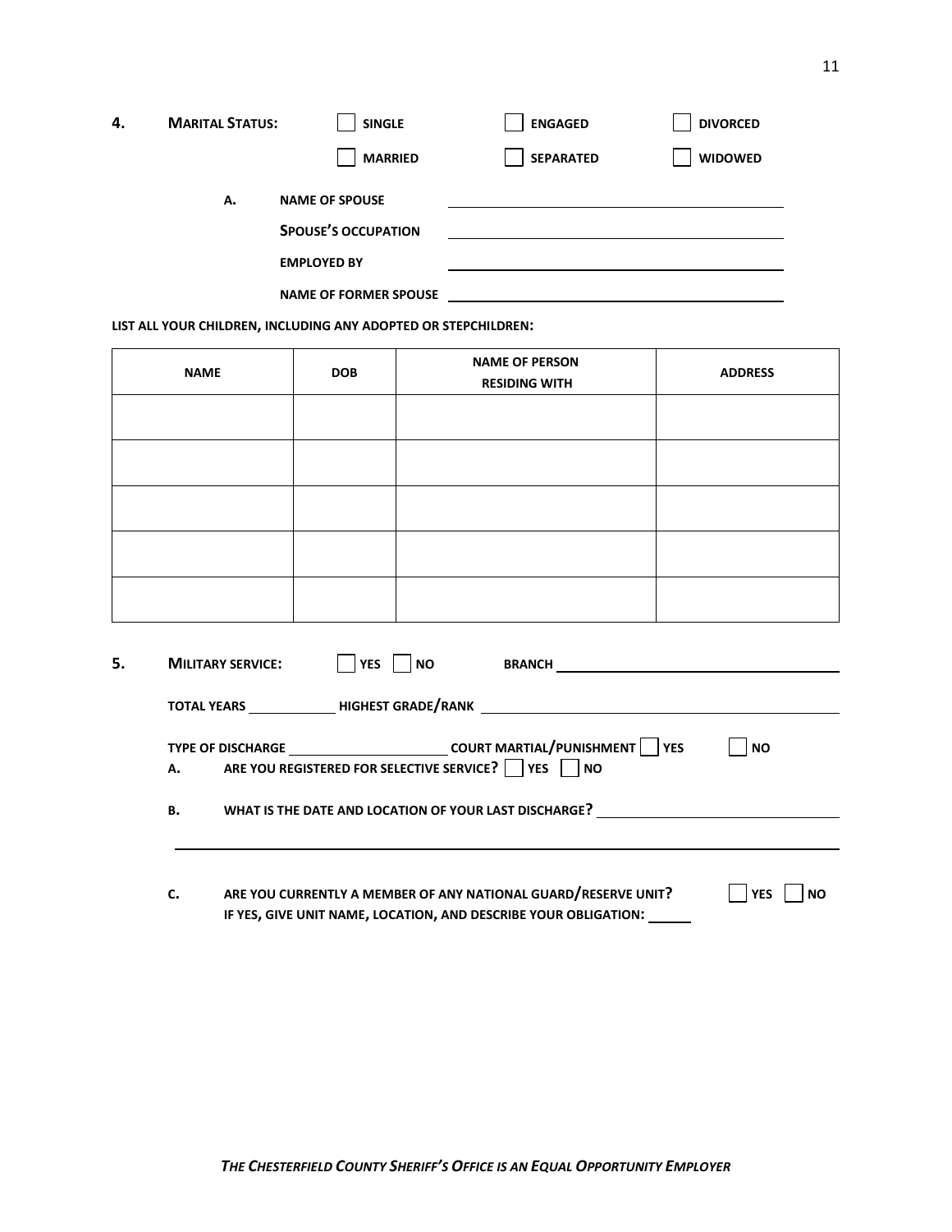**4. MARITAL STATUS:** ☐ SINGLE ☐ ENGAGED ☐ DIVORCED
☐ MARRIED ☐ SEPARATED ☐ WIDOWED

**A.** **NAME OF SPOUSE** ______________________________

**SPOUSE'S OCCUPATION** ______________________________

**EMPLOYED BY** ______________________________

**NAME OF FORMER SPOUSE** ______________________________

**LIST ALL YOUR CHILDREN, INCLUDING ANY ADOPTED OR STEPCHILDREN:**

| NAME | DOB | NAME OF PERSON RESIDING WITH | ADDRESS |
|---|---|---|---|
| | | | |
| | | | |
| | | | |
| | | | |
| | | | |

**5. MILITARY SERVICE:** ☐ YES ☐ NO **BRANCH** ______________________________

**TOTAL YEARS** __________ **HIGHEST GRADE/RANK** ______________________________

**TYPE OF DISCHARGE** ____________________ **COURT MARTIAL/PUNISHMENT** ☐ YES ☐ NO

**A.** **ARE YOU REGISTERED FOR SELECTIVE SERVICE?** ☐ YES ☐ NO

**B.** **WHAT IS THE DATE AND LOCATION OF YOUR LAST DISCHARGE?** ______________________________

______________________________________________________________________

**C.** **ARE YOU CURRENTLY A MEMBER OF ANY NATIONAL GUARD/RESERVE UNIT?** ☐ YES ☐ NO
**IF YES, GIVE UNIT NAME, LOCATION, AND DESCRIBE YOUR OBLIGATION:** ______

***THE CHESTERFIELD COUNTY SHERIFF'S OFFICE IS AN EQUAL OPPORTUNITY EMPLOYER***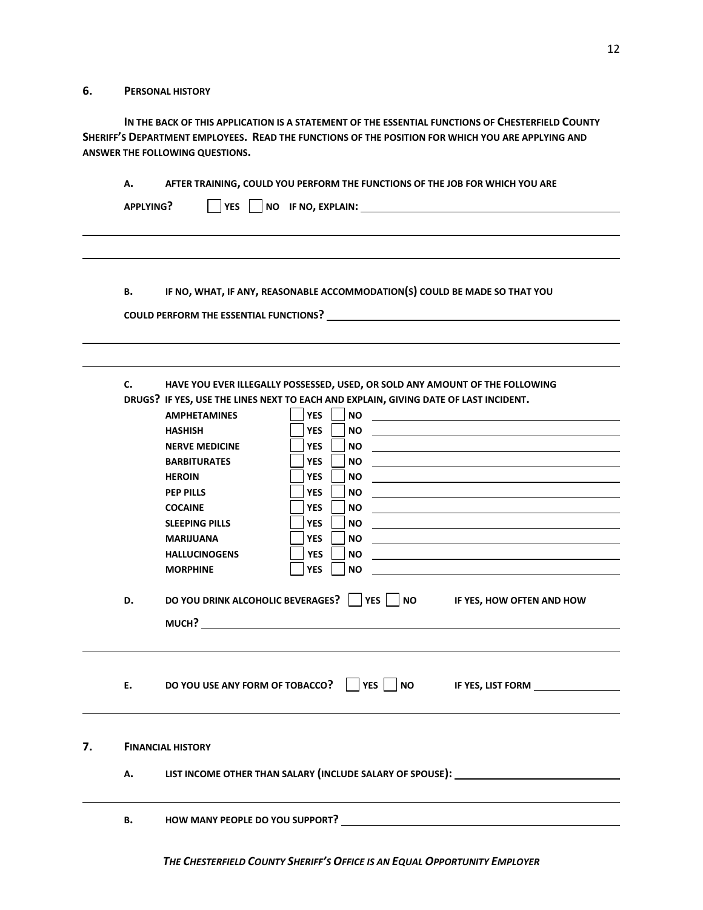## 6. PERSONAL HISTORY

**IN THE BACK OF THIS APPLICATION IS A STATEMENT OF THE ESSENTIAL FUNCTIONS OF CHESTERFIELD COUNTY SHERIFF'S DEPARTMENT EMPLOYEES. READ THE FUNCTIONS OF THE POSITION FOR WHICH YOU ARE APPLYING AND ANSWER THE FOLLOWING QUESTIONS.**

**A.** **AFTER TRAINING, COULD YOU PERFORM THE FUNCTIONS OF THE JOB FOR WHICH YOU ARE APPLYING?** ☐ **YES** ☐ **NO IF NO, EXPLAIN:** ____________________________________________

____________________________________________________________________________

____________________________________________________________________________

**B.** **IF NO, WHAT, IF ANY, REASONABLE ACCOMMODATION(S) COULD BE MADE SO THAT YOU COULD PERFORM THE ESSENTIAL FUNCTIONS?** ____________________________________________

____________________________________________________________________________

____________________________________________________________________________

**C.** **HAVE YOU EVER ILLEGALLY POSSESSED, USED, OR SOLD ANY AMOUNT OF THE FOLLOWING DRUGS? IF YES, USE THE LINES NEXT TO EACH AND EXPLAIN, GIVING DATE OF LAST INCIDENT.**

| Drug | Yes | No | Explanation |
|---|---|---|---|
| **AMPHETAMINES** | ☐ **YES** | ☐ **NO** | |
| **HASHISH** | ☐ **YES** | ☐ **NO** | |
| **NERVE MEDICINE** | ☐ **YES** | ☐ **NO** | |
| **BARBITURATES** | ☐ **YES** | ☐ **NO** | |
| **HEROIN** | ☐ **YES** | ☐ **NO** | |
| **PEP PILLS** | ☐ **YES** | ☐ **NO** | |
| **COCAINE** | ☐ **YES** | ☐ **NO** | |
| **SLEEPING PILLS** | ☐ **YES** | ☐ **NO** | |
| **MARIJUANA** | ☐ **YES** | ☐ **NO** | |
| **HALLUCINOGENS** | ☐ **YES** | ☐ **NO** | |
| **MORPHINE** | ☐ **YES** | ☐ **NO** | |

**D.** **DO YOU DRINK ALCOHOLIC BEVERAGES?** ☐ **YES** ☐ **NO** **IF YES, HOW OFTEN AND HOW MUCH?** ____________________________________________

____________________________________________________________________________

**E.** **DO YOU USE ANY FORM OF TOBACCO?** ☐ **YES** ☐ **NO** **IF YES, LIST FORM** ______________

____________________________________________________________________________

## 7. FINANCIAL HISTORY

**A.** **LIST INCOME OTHER THAN SALARY (INCLUDE SALARY OF SPOUSE):** ______________________________

____________________________________________________________________________

**B.** **HOW MANY PEOPLE DO YOU SUPPORT?** ____________________________________________

***THE CHESTERFIELD COUNTY SHERIFF'S OFFICE IS AN EQUAL OPPORTUNITY EMPLOYER***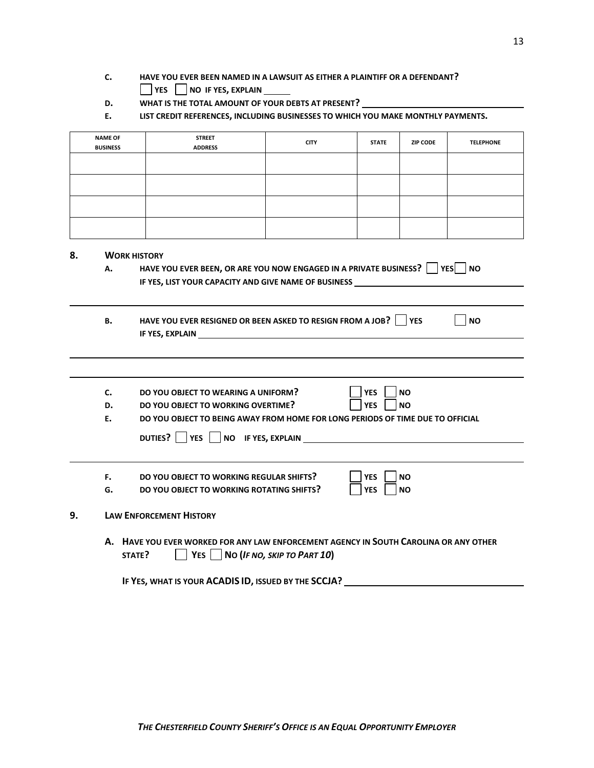**C.** **HAVE YOU EVER BEEN NAMED IN A LAWSUIT AS EITHER A PLAINTIFF OR A DEFENDANT?**
☐ **YES** ☐ **NO IF YES, EXPLAIN** ______

**D.** **WHAT IS THE TOTAL AMOUNT OF YOUR DEBTS AT PRESENT?** ______________________

**E.** **LIST CREDIT REFERENCES, INCLUDING BUSINESSES TO WHICH YOU MAKE MONTHLY PAYMENTS.**

| NAME OF BUSINESS | STREET ADDRESS | CITY | STATE | ZIP CODE | TELEPHONE |
|---|---|---|---|---|---|
| | | | | | |
| | | | | | |
| | | | | | |
| | | | | | |

## 8. WORK HISTORY

**A.** **HAVE YOU EVER BEEN, OR ARE YOU NOW ENGAGED IN A PRIVATE BUSINESS?** ☐ **YES** ☐ **NO**
**IF YES, LIST YOUR CAPACITY AND GIVE NAME OF BUSINESS** ______________________

______________________________________________________________________

**B.** **HAVE YOU EVER RESIGNED OR BEEN ASKED TO RESIGN FROM A JOB?** ☐ **YES** ☐ **NO**
**IF YES, EXPLAIN** ______________________

______________________________________________________________________

______________________________________________________________________

**C.** **DO YOU OBJECT TO WEARING A UNIFORM?** ☐ **YES** ☐ **NO**

**D.** **DO YOU OBJECT TO WORKING OVERTIME?** ☐ **YES** ☐ **NO**

**E.** **DO YOU OBJECT TO BEING AWAY FROM HOME FOR LONG PERIODS OF TIME DUE TO OFFICIAL DUTIES?** ☐ **YES** ☐ **NO IF YES, EXPLAIN** ______________________

______________________________________________________________________

**F.** **DO YOU OBJECT TO WORKING REGULAR SHIFTS?** ☐ **YES** ☐ **NO**

**G.** **DO YOU OBJECT TO WORKING ROTATING SHIFTS?** ☐ **YES** ☐ **NO**

## 9. LAW ENFORCEMENT HISTORY

**A.** **HAVE YOU EVER WORKED FOR ANY LAW ENFORCEMENT AGENCY IN SOUTH CAROLINA OR ANY OTHER STATE?** ☐ **YES** ☐ **NO (*IF NO, SKIP TO PART 10*)**

**IF YES, WHAT IS YOUR ACADIS ID, ISSUED BY THE SCCJA?** ______________________

***THE CHESTERFIELD COUNTY SHERIFF'S OFFICE IS AN EQUAL OPPORTUNITY EMPLOYER***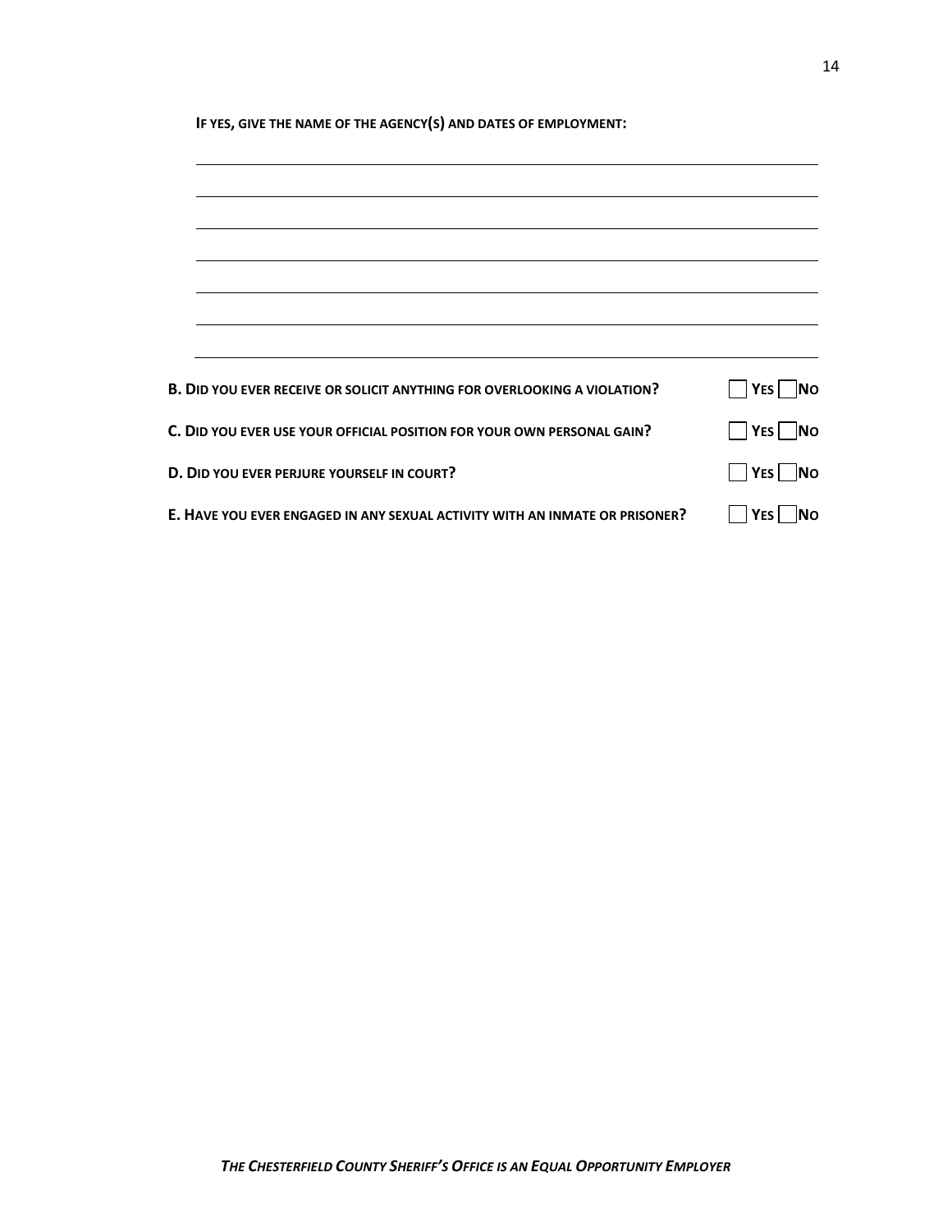**IF YES, GIVE THE NAME OF THE AGENCY(S) AND DATES OF EMPLOYMENT:**

\_\_\_\_\_\_\_\_\_\_\_\_\_\_\_\_\_\_\_\_\_\_\_\_\_\_\_\_\_\_\_\_\_\_\_\_\_\_\_\_\_\_\_\_\_\_\_\_\_\_\_\_\_\_\_\_\_\_\_\_

\_\_\_\_\_\_\_\_\_\_\_\_\_\_\_\_\_\_\_\_\_\_\_\_\_\_\_\_\_\_\_\_\_\_\_\_\_\_\_\_\_\_\_\_\_\_\_\_\_\_\_\_\_\_\_\_\_\_\_\_

\_\_\_\_\_\_\_\_\_\_\_\_\_\_\_\_\_\_\_\_\_\_\_\_\_\_\_\_\_\_\_\_\_\_\_\_\_\_\_\_\_\_\_\_\_\_\_\_\_\_\_\_\_\_\_\_\_\_\_\_

\_\_\_\_\_\_\_\_\_\_\_\_\_\_\_\_\_\_\_\_\_\_\_\_\_\_\_\_\_\_\_\_\_\_\_\_\_\_\_\_\_\_\_\_\_\_\_\_\_\_\_\_\_\_\_\_\_\_\_\_

\_\_\_\_\_\_\_\_\_\_\_\_\_\_\_\_\_\_\_\_\_\_\_\_\_\_\_\_\_\_\_\_\_\_\_\_\_\_\_\_\_\_\_\_\_\_\_\_\_\_\_\_\_\_\_\_\_\_\_\_

\_\_\_\_\_\_\_\_\_\_\_\_\_\_\_\_\_\_\_\_\_\_\_\_\_\_\_\_\_\_\_\_\_\_\_\_\_\_\_\_\_\_\_\_\_\_\_\_\_\_\_\_\_\_\_\_\_\_\_\_

\_\_\_\_\_\_\_\_\_\_\_\_\_\_\_\_\_\_\_\_\_\_\_\_\_\_\_\_\_\_\_\_\_\_\_\_\_\_\_\_\_\_\_\_\_\_\_\_\_\_\_\_\_\_\_\_\_\_\_\_

**B. DID YOU EVER RECEIVE OR SOLICIT ANYTHING FOR OVERLOOKING A VIOLATION?** ☐ YES ☐ NO

**C. DID YOU EVER USE YOUR OFFICIAL POSITION FOR YOUR OWN PERSONAL GAIN?** ☐ YES ☐ NO

**D. DID YOU EVER PERJURE YOURSELF IN COURT?** ☐ YES ☐ NO

**E. HAVE YOU EVER ENGAGED IN ANY SEXUAL ACTIVITY WITH AN INMATE OR PRISONER?** ☐ YES ☐ NO

***THE CHESTERFIELD COUNTY SHERIFF'S OFFICE IS AN EQUAL OPPORTUNITY EMPLOYER***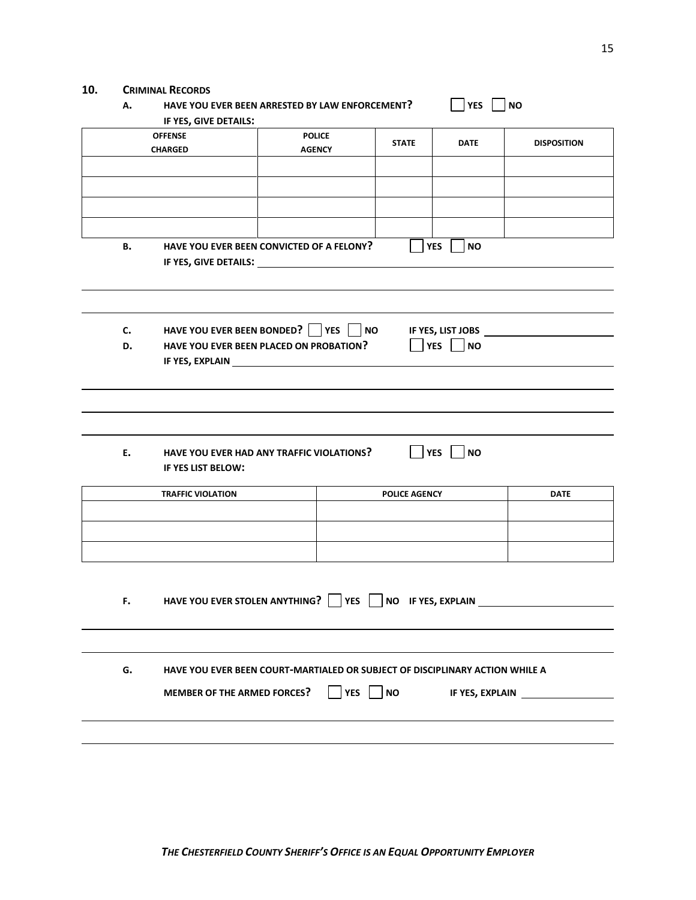## 10. CRIMINAL RECORDS

**A. HAVE YOU EVER BEEN ARRESTED BY LAW ENFORCEMENT?** ☐ YES ☐ NO

**IF YES, GIVE DETAILS:**

| OFFENSE CHARGED | POLICE AGENCY | STATE | DATE | DISPOSITION |
|---|---|---|---|---|
| | | | | |
| | | | | |
| | | | | |
| | | | | |

**B. HAVE YOU EVER BEEN CONVICTED OF A FELONY?** ☐ YES ☐ NO

**IF YES, GIVE DETAILS:** ______________________________________________

______________________________________________

______________________________________________

**C. HAVE YOU EVER BEEN BONDED?** ☐ YES ☐ NO **IF YES, LIST JOBS** ______________________

**D. HAVE YOU EVER BEEN PLACED ON PROBATION?** ☐ YES ☐ NO

**IF YES, EXPLAIN** ______________________________________________

______________________________________________

______________________________________________

______________________________________________

**E. HAVE YOU EVER HAD ANY TRAFFIC VIOLATIONS?** ☐ YES ☐ NO

**IF YES LIST BELOW:**

| TRAFFIC VIOLATION | POLICE AGENCY | DATE |
|---|---|---|
| | | |
| | | |
| | | |

**F. HAVE YOU EVER STOLEN ANYTHING?** ☐ YES ☐ NO **IF YES, EXPLAIN** ______________________

______________________________________________

______________________________________________

**G. HAVE YOU EVER BEEN COURT-MARTIALED OR SUBJECT OF DISCIPLINARY ACTION WHILE A MEMBER OF THE ARMED FORCES?** ☐ YES ☐ NO **IF YES, EXPLAIN** ______________________

______________________________________________

______________________________________________

***THE CHESTERFIELD COUNTY SHERIFF'S OFFICE IS AN EQUAL OPPORTUNITY EMPLOYER***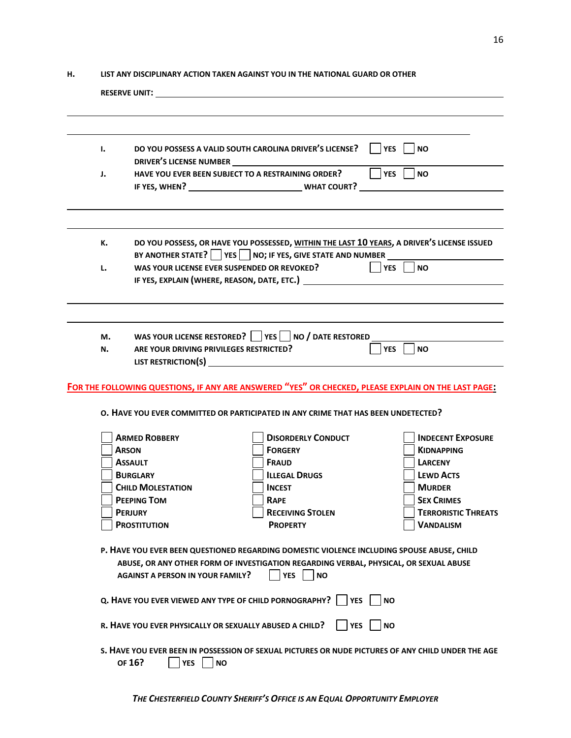**H.** **LIST ANY DISCIPLINARY ACTION TAKEN AGAINST YOU IN THE NATIONAL GUARD OR OTHER RESERVE UNIT:** ______________________________________________

______________________________________________

______________________________________________

**I.** **DO YOU POSSESS A VALID SOUTH CAROLINA DRIVER'S LICENSE?** ☐ **YES** ☐ **NO**
**DRIVER'S LICENSE NUMBER** ______________________

**J.** **HAVE YOU EVER BEEN SUBJECT TO A RESTRAINING ORDER?** ☐ **YES** ☐ **NO**
**IF YES, WHEN?** ______________ **WHAT COURT?** ______________

______________________________________________

______________________________________________

**K.** **DO YOU POSSESS, OR HAVE YOU POSSESSED, <u>WITHIN THE LAST 10 YEARS</u>, A DRIVER'S LICENSE ISSUED BY ANOTHER STATE?** ☐ **YES** ☐ **NO; IF YES, GIVE STATE AND NUMBER** ______________

**L.** **WAS YOUR LICENSE EVER SUSPENDED OR REVOKED?** ☐ **YES** ☐ **NO**
**IF YES, EXPLAIN (WHERE, REASON, DATE, ETC.)** ______________

______________________________________________

______________________________________________

**M.** **WAS YOUR LICENSE RESTORED?** ☐ **YES** ☐ **NO / DATE RESTORED** ______________

**N.** **ARE YOUR DRIVING PRIVILEGES RESTRICTED?** ☐ **YES** ☐ **NO**
**LIST RESTRICTION(S)** ______________

**<u>FOR THE FOLLOWING QUESTIONS, IF ANY ARE ANSWERED "YES" OR CHECKED, PLEASE EXPLAIN ON THE LAST PAGE:</u>**

**O. HAVE YOU EVER COMMITTED OR PARTICIPATED IN ANY CRIME THAT HAS BEEN UNDETECTED?**

| | | |
|---|---|---|
| ☐ **ARMED ROBBERY** | ☐ **DISORDERLY CONDUCT** | ☐ **INDECENT EXPOSURE** |
| ☐ **ARSON** | ☐ **FORGERY** | ☐ **KIDNAPPING** |
| ☐ **ASSAULT** | ☐ **FRAUD** | ☐ **LARCENY** |
| ☐ **BURGLARY** | ☐ **ILLEGAL DRUGS** | ☐ **LEWD ACTS** |
| ☐ **CHILD MOLESTATION** | ☐ **INCEST** | ☐ **MURDER** |
| ☐ **PEEPING TOM** | ☐ **RAPE** | ☐ **SEX CRIMES** |
| ☐ **PERJURY** | ☐ **RECEIVING STOLEN PROPERTY** | ☐ **TERRORISTIC THREATS** |
| ☐ **PROSTITUTION** | | ☐ **VANDALISM** |

**P. HAVE YOU EVER BEEN QUESTIONED REGARDING DOMESTIC VIOLENCE INCLUDING SPOUSE ABUSE, CHILD ABUSE, OR ANY OTHER FORM OF INVESTIGATION REGARDING VERBAL, PHYSICAL, OR SEXUAL ABUSE AGAINST A PERSON IN YOUR FAMILY?** ☐ **YES** ☐ **NO**

**Q. HAVE YOU EVER VIEWED ANY TYPE OF CHILD PORNOGRAPHY?** ☐ **YES** ☐ **NO**

**R. HAVE YOU EVER PHYSICALLY OR SEXUALLY ABUSED A CHILD?** ☐ **YES** ☐ **NO**

**S. HAVE YOU EVER BEEN IN POSSESSION OF SEXUAL PICTURES OR NUDE PICTURES OF ANY CHILD UNDER THE AGE OF 16?** ☐ **YES** ☐ **NO**

***THE CHESTERFIELD COUNTY SHERIFF'S OFFICE IS AN EQUAL OPPORTUNITY EMPLOYER***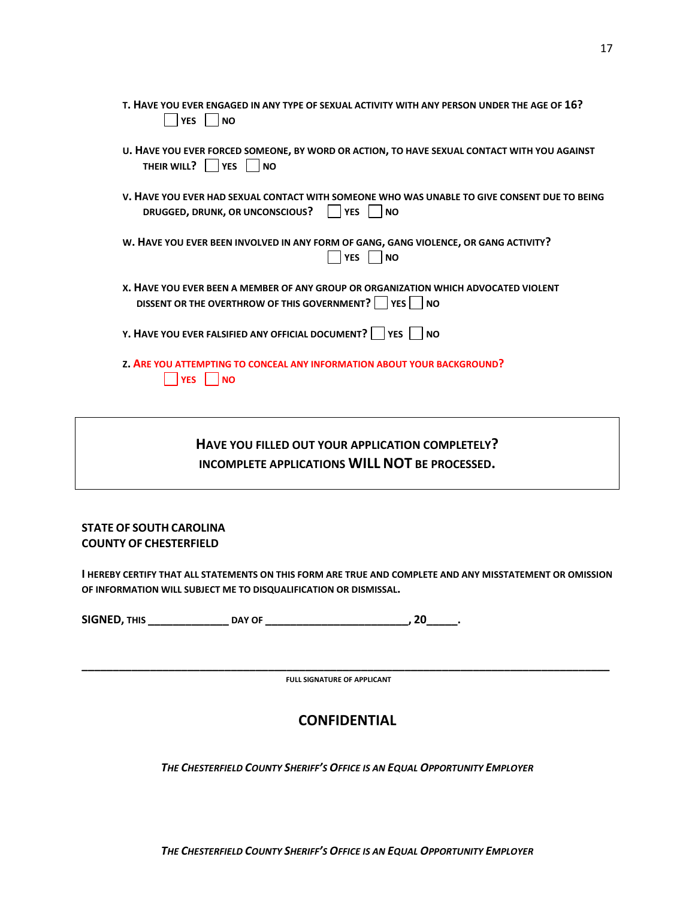T. HAVE YOU EVER ENGAGED IN ANY TYPE OF SEXUAL ACTIVITY WITH ANY PERSON UNDER THE AGE OF 16?
☐ YES ☐ NO

U. HAVE YOU EVER FORCED SOMEONE, BY WORD OR ACTION, TO HAVE SEXUAL CONTACT WITH YOU AGAINST THEIR WILL? ☐ YES ☐ NO

V. HAVE YOU EVER HAD SEXUAL CONTACT WITH SOMEONE WHO WAS UNABLE TO GIVE CONSENT DUE TO BEING DRUGGED, DRUNK, OR UNCONSCIOUS? ☐ YES ☐ NO

W. HAVE YOU EVER BEEN INVOLVED IN ANY FORM OF GANG, GANG VIOLENCE, OR GANG ACTIVITY?
☐ YES ☐ NO

X. HAVE YOU EVER BEEN A MEMBER OF ANY GROUP OR ORGANIZATION WHICH ADVOCATED VIOLENT DISSENT OR THE OVERTHROW OF THIS GOVERNMENT? ☐ YES ☐ NO

Y. HAVE YOU EVER FALSIFIED ANY OFFICIAL DOCUMENT? ☐ YES ☐ NO

Z. ARE YOU ATTEMPTING TO CONCEAL ANY INFORMATION ABOUT YOUR BACKGROUND?
☐ YES ☐ NO

**HAVE YOU FILLED OUT YOUR APPLICATION COMPLETELY?**
**INCOMPLETE APPLICATIONS WILL NOT BE PROCESSED.**

**STATE OF SOUTH CAROLINA**
**COUNTY OF CHESTERFIELD**

**I HEREBY CERTIFY THAT ALL STATEMENTS ON THIS FORM ARE TRUE AND COMPLETE AND ANY MISSTATEMENT OR OMISSION OF INFORMATION WILL SUBJECT ME TO DISQUALIFICATION OR DISMISSAL.**

**SIGNED, THIS ______________ DAY OF _________________________, 20_____.**

_______________________________________________________________________________

FULL SIGNATURE OF APPLICANT

## CONFIDENTIAL

*THE CHESTERFIELD COUNTY SHERIFF'S OFFICE IS AN EQUAL OPPORTUNITY EMPLOYER*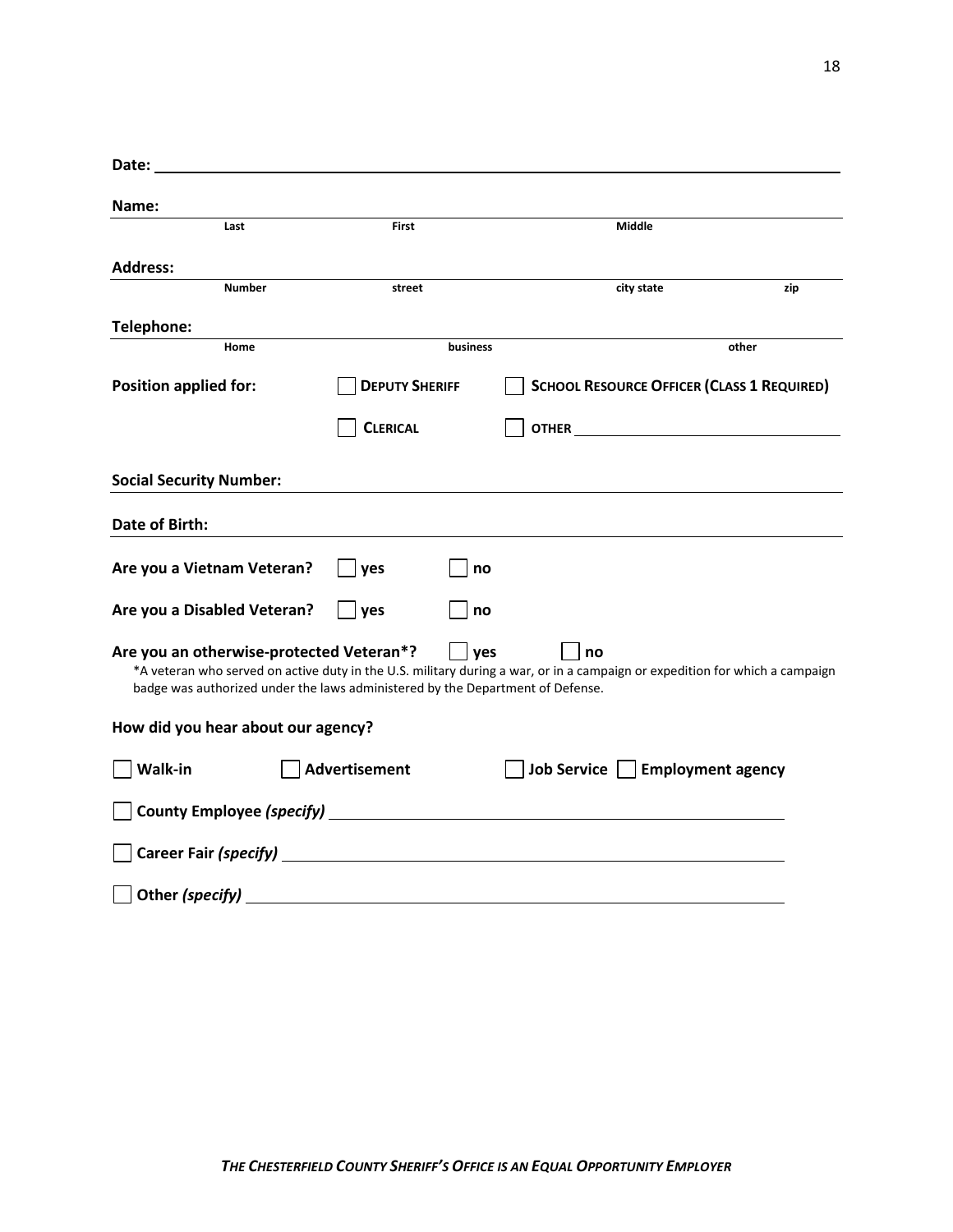**Date:** ______________________________________________

**Name:** ______________________________________________

Last | First | Middle

**Address:** ______________________________________________

Number | street | city state | zip

**Telephone:** ______________________________________________

Home | business | other

**Position applied for:** ☐ **DEPUTY SHERIFF** ☐ **SCHOOL RESOURCE OFFICER (CLASS 1 REQUIRED)**

☐ **CLERICAL** ☐ **OTHER** ______________________

**Social Security Number:** ______________________________________________

**Date of Birth:** ______________________________________________

**Are you a Vietnam Veteran?** ☐ **yes** ☐ **no**

**Are you a Disabled Veteran?** ☐ **yes** ☐ **no**

**Are you an otherwise-protected Veteran*?** ☐ **yes** ☐ **no**

*A veteran who served on active duty in the U.S. military during a war, or in a campaign or expedition for which a campaign badge was authorized under the laws administered by the Department of Defense.

**How did you hear about our agency?**

☐ **Walk-in** ☐ **Advertisement** ☐ **Job Service** ☐ **Employment agency**

☐ **County Employee *(specify)*** ______________________________________________

☐ **Career Fair *(specify)*** ______________________________________________

☐ **Other *(specify)*** ______________________________________________

***THE CHESTERFIELD COUNTY SHERIFF'S OFFICE IS AN EQUAL OPPORTUNITY EMPLOYER***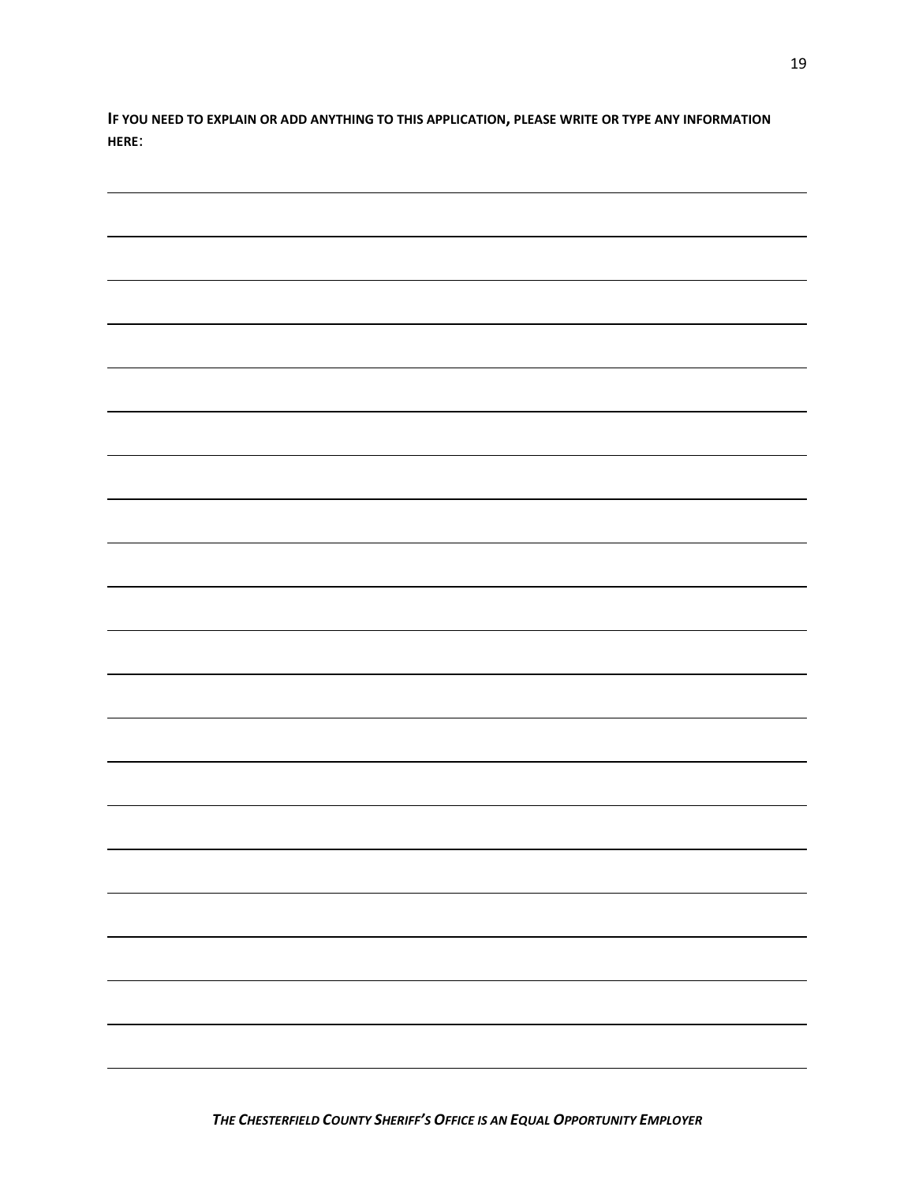**IF YOU NEED TO EXPLAIN OR ADD ANYTHING TO THIS APPLICATION, PLEASE WRITE OR TYPE ANY INFORMATION HERE**:

***THE CHESTERFIELD COUNTY SHERIFF'S OFFICE IS AN EQUAL OPPORTUNITY EMPLOYER***